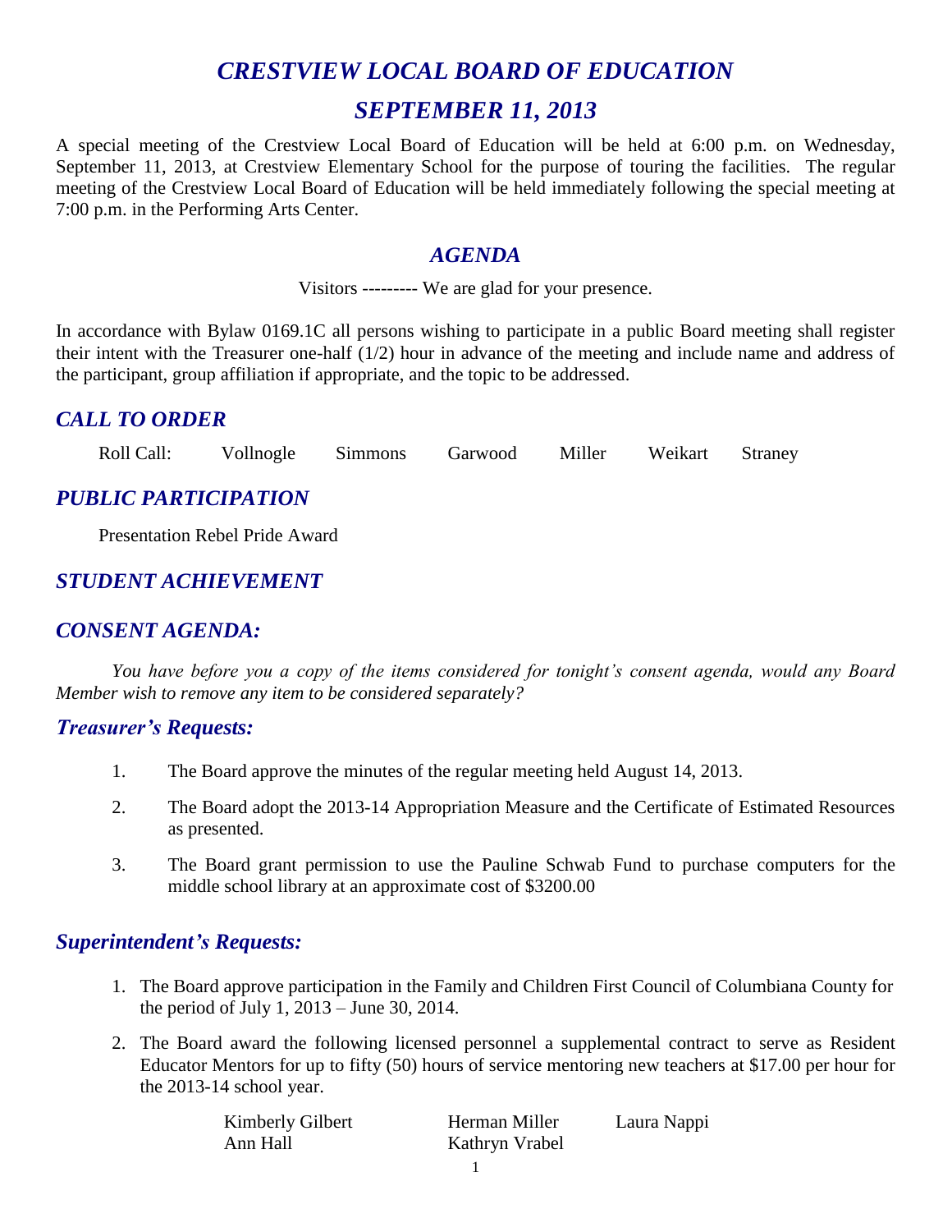# *CRESTVIEW LOCAL BOARD OF EDUCATION*

# *SEPTEMBER 11, 2013*

A special meeting of the Crestview Local Board of Education will be held at 6:00 p.m. on Wednesday, September 11, 2013, at Crestview Elementary School for the purpose of touring the facilities. The regular meeting of the Crestview Local Board of Education will be held immediately following the special meeting at 7:00 p.m. in the Performing Arts Center.

## *AGENDA*

Visitors --------- We are glad for your presence.

In accordance with Bylaw 0169.1C all persons wishing to participate in a public Board meeting shall register their intent with the Treasurer one-half (1/2) hour in advance of the meeting and include name and address of the participant, group affiliation if appropriate, and the topic to be addressed.

## *CALL TO ORDER*

Roll Call: Vollnogle Simmons Garwood Miller Weikart Straney

## *PUBLIC PARTICIPATION*

Presentation Rebel Pride Award

## *STUDENT ACHIEVEMENT*

## *CONSENT AGENDA:*

*You have before you a copy of the items considered for tonight's consent agenda, would any Board Member wish to remove any item to be considered separately?*

### *Treasurer's Requests:*

1. The Board approve the minutes of the regular meeting held August 14, 2013.
2. The Board adopt the 2013-14 Appropriation Measure and the Certificate of Estimated Resources as presented.
3. The Board grant permission to use the Pauline Schwab Fund to purchase computers for the middle school library at an approximate cost of $3200.00

### *Superintendent's Requests:*

1. The Board approve participation in the Family and Children First Council of Columbiana County for the period of July 1, 2013 – June 30, 2014.
2. The Board award the following licensed personnel a supplemental contract to serve as Resident Educator Mentors for up to fifty (50) hours of service mentoring new teachers at $17.00 per hour for the 2013-14 school year.

   Kimberly Gilbert    Herman Miller    Laura Nappi
   Ann Hall    Kathryn Vrabel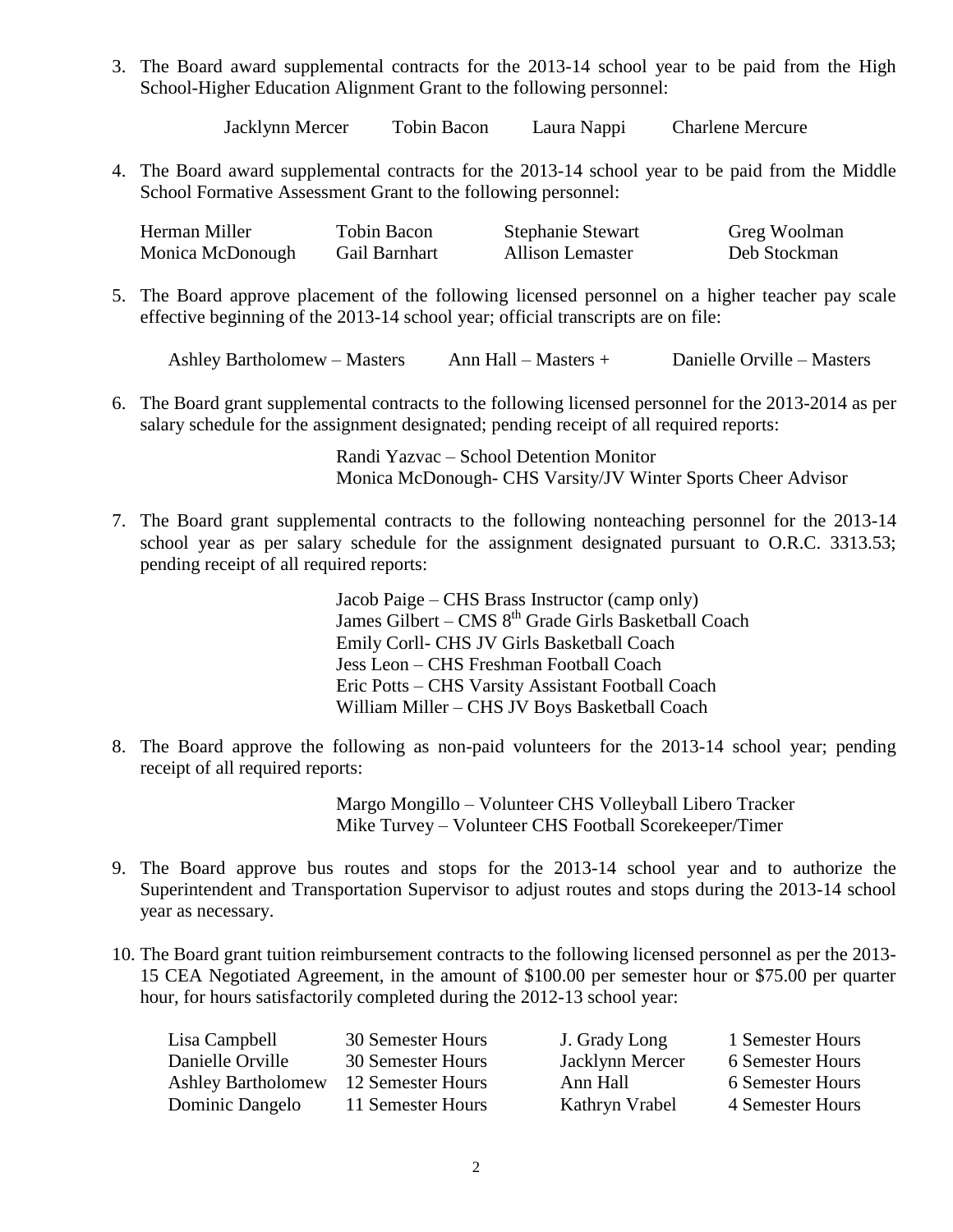3. The Board award supplemental contracts for the 2013-14 school year to be paid from the High School-Higher Education Alignment Grant to the following personnel:

   Jacklynn Mercer    Tobin Bacon    Laura Nappi    Charlene Mercure

4. The Board award supplemental contracts for the 2013-14 school year to be paid from the Middle School Formative Assessment Grant to the following personnel:

   | | | | |
   |---|---|---|---|
   | Herman Miller | Tobin Bacon | Stephanie Stewart | Greg Woolman |
   | Monica McDonough | Gail Barnhart | Allison Lemaster | Deb Stockman |

5. The Board approve placement of the following licensed personnel on a higher teacher pay scale effective beginning of the 2013-14 school year; official transcripts are on file:

   Ashley Bartholomew – Masters    Ann Hall – Masters +    Danielle Orville – Masters

6. The Board grant supplemental contracts to the following licensed personnel for the 2013-2014 as per salary schedule for the assignment designated; pending receipt of all required reports:

   Randi Yazvac – School Detention Monitor
   Monica McDonough- CHS Varsity/JV Winter Sports Cheer Advisor

7. The Board grant supplemental contracts to the following nonteaching personnel for the 2013-14 school year as per salary schedule for the assignment designated pursuant to O.R.C. 3313.53; pending receipt of all required reports:

   Jacob Paige – CHS Brass Instructor (camp only)
   James Gilbert – CMS 8th Grade Girls Basketball Coach
   Emily Corll- CHS JV Girls Basketball Coach
   Jess Leon – CHS Freshman Football Coach
   Eric Potts – CHS Varsity Assistant Football Coach
   William Miller – CHS JV Boys Basketball Coach

8. The Board approve the following as non-paid volunteers for the 2013-14 school year; pending receipt of all required reports:

   Margo Mongillo – Volunteer CHS Volleyball Libero Tracker
   Mike Turvey – Volunteer CHS Football Scorekeeper/Timer

9. The Board approve bus routes and stops for the 2013-14 school year and to authorize the Superintendent and Transportation Supervisor to adjust routes and stops during the 2013-14 school year as necessary.

10. The Board grant tuition reimbursement contracts to the following licensed personnel as per the 2013-15 CEA Negotiated Agreement, in the amount of $100.00 per semester hour or $75.00 per quarter hour, for hours satisfactorily completed during the 2012-13 school year:

    | | | | |
    |---|---|---|---|
    | Lisa Campbell | 30 Semester Hours | J. Grady Long | 1 Semester Hours |
    | Danielle Orville | 30 Semester Hours | Jacklynn Mercer | 6 Semester Hours |
    | Ashley Bartholomew | 12 Semester Hours | Ann Hall | 6 Semester Hours |
    | Dominic Dangelo | 11 Semester Hours | Kathryn Vrabel | 4 Semester Hours |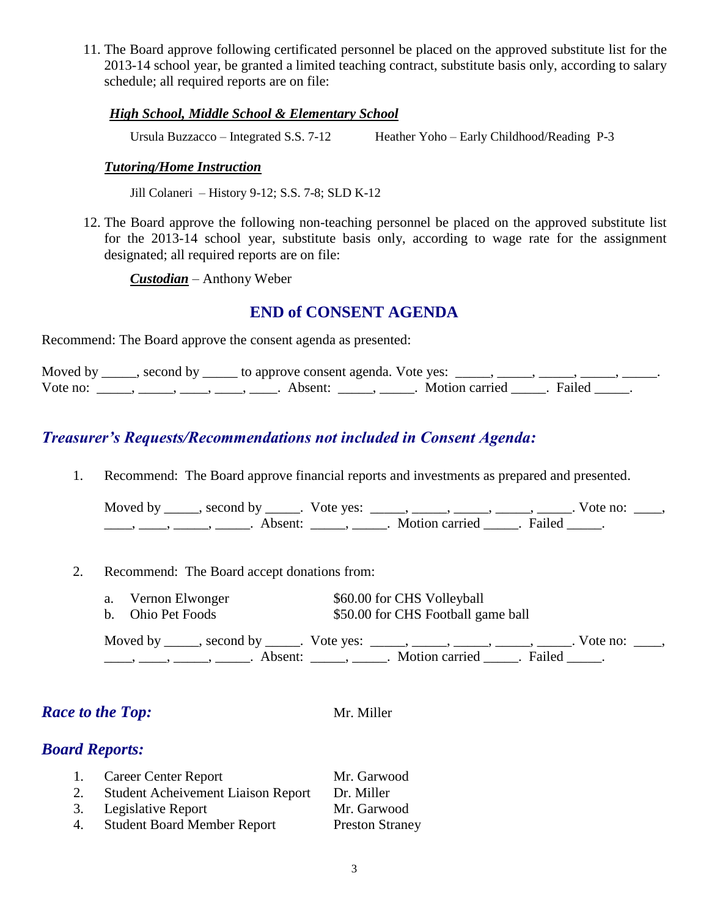11. The Board approve following certificated personnel be placed on the approved substitute list for the 2013-14 school year, be granted a limited teaching contract, substitute basis only, according to salary schedule; all required reports are on file:

***High School, Middle School & Elementary School***

Ursula Buzzacco – Integrated S.S. 7-12 Heather Yoho – Early Childhood/Reading P-3

***Tutoring/Home Instruction***

Jill Colaneri – History 9-12; S.S. 7-8; SLD K-12

12. The Board approve the following non-teaching personnel be placed on the approved substitute list for the 2013-14 school year, substitute basis only, according to wage rate for the assignment designated; all required reports are on file:

***Custodian*** – Anthony Weber

## END of CONSENT AGENDA

Recommend: The Board approve the consent agenda as presented:

Moved by _____, second by _____ to approve consent agenda. Vote yes: _____, _____, _____, _____, _____. Vote no: _____, _____, ____, ____, ____. Absent: _____, _____. Motion carried _____. Failed _____.

## *Treasurer's Requests/Recommendations not included in Consent Agenda:*

1. Recommend: The Board approve financial reports and investments as prepared and presented.

   Moved by _____, second by _____. Vote yes: _____, _____, _____, _____, _____. Vote no: ____, ____, ____, _____, _____. Absent: _____, _____. Motion carried _____. Failed _____.

2. Recommend: The Board accept donations from:

   a. Vernon Elwonger $60.00 for CHS Volleyball
   b. Ohio Pet Foods $50.00 for CHS Football game ball

   Moved by _____, second by _____. Vote yes: _____, _____, _____, _____, _____. Vote no: ____, ____, ____, _____, _____. Absent: _____, _____. Motion carried _____. Failed _____.

## *Race to the Top:* Mr. Miller

## *Board Reports:*

1. Career Center Report Mr. Garwood
2. Student Acheivement Liaison Report Dr. Miller
3. Legislative Report Mr. Garwood
4. Student Board Member Report Preston Straney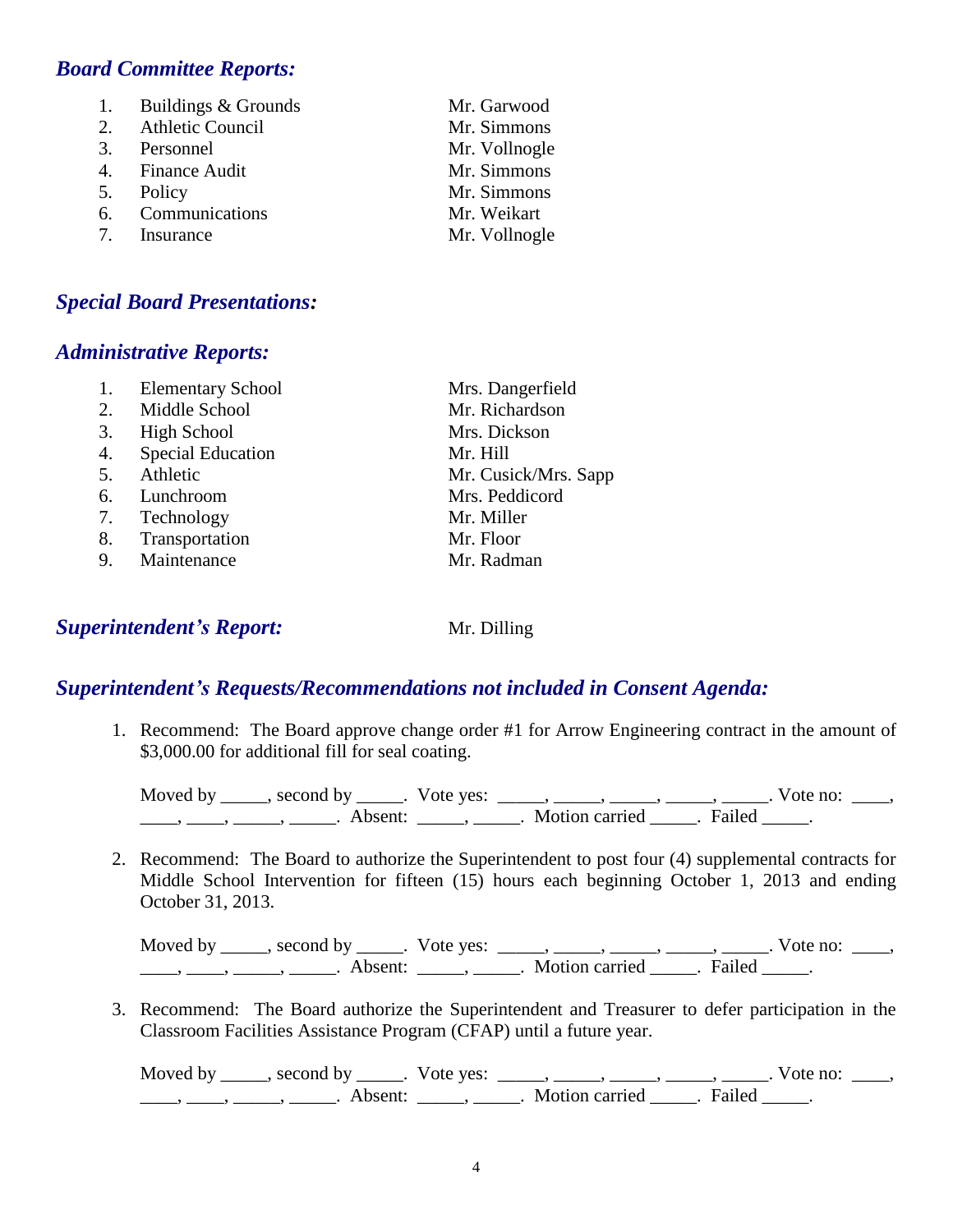## ***Board Committee Reports:***

| | | |
|---|---|---|
| 1. | Buildings & Grounds | Mr. Garwood |
| 2. | Athletic Council | Mr. Simmons |
| 3. | Personnel | Mr. Vollnogle |
| 4. | Finance Audit | Mr. Simmons |
| 5. | Policy | Mr. Simmons |
| 6. | Communications | Mr. Weikart |
| 7. | Insurance | Mr. Vollnogle |

## ***Special Board Presentations:***

## ***Administrative Reports:***

| | | |
|---|---|---|
| 1. | Elementary School | Mrs. Dangerfield |
| 2. | Middle School | Mr. Richardson |
| 3. | High School | Mrs. Dickson |
| 4. | Special Education | Mr. Hill |
| 5. | Athletic | Mr. Cusick/Mrs. Sapp |
| 6. | Lunchroom | Mrs. Peddicord |
| 7. | Technology | Mr. Miller |
| 8. | Transportation | Mr. Floor |
| 9. | Maintenance | Mr. Radman |

## ***Superintendent's Report:*** Mr. Dilling

## ***Superintendent's Requests/Recommendations not included in Consent Agenda:***

1. Recommend: The Board approve change order #1 for Arrow Engineering contract in the amount of $3,000.00 for additional fill for seal coating.

   Moved by _____, second by _____. Vote yes: _____, _____, _____, _____, _____. Vote no: ____, ____, ____, _____, _____. Absent: _____, _____. Motion carried _____. Failed _____.

2. Recommend: The Board to authorize the Superintendent to post four (4) supplemental contracts for Middle School Intervention for fifteen (15) hours each beginning October 1, 2013 and ending October 31, 2013.

   Moved by _____, second by _____. Vote yes: _____, _____, _____, _____, _____. Vote no: ____, ____, ____, _____, _____. Absent: _____, _____. Motion carried _____. Failed _____.

3. Recommend: The Board authorize the Superintendent and Treasurer to defer participation in the Classroom Facilities Assistance Program (CFAP) until a future year.

   Moved by _____, second by _____. Vote yes: _____, _____, _____, _____, _____. Vote no: ____, ____, ____, _____, _____. Absent: _____, _____. Motion carried _____. Failed _____.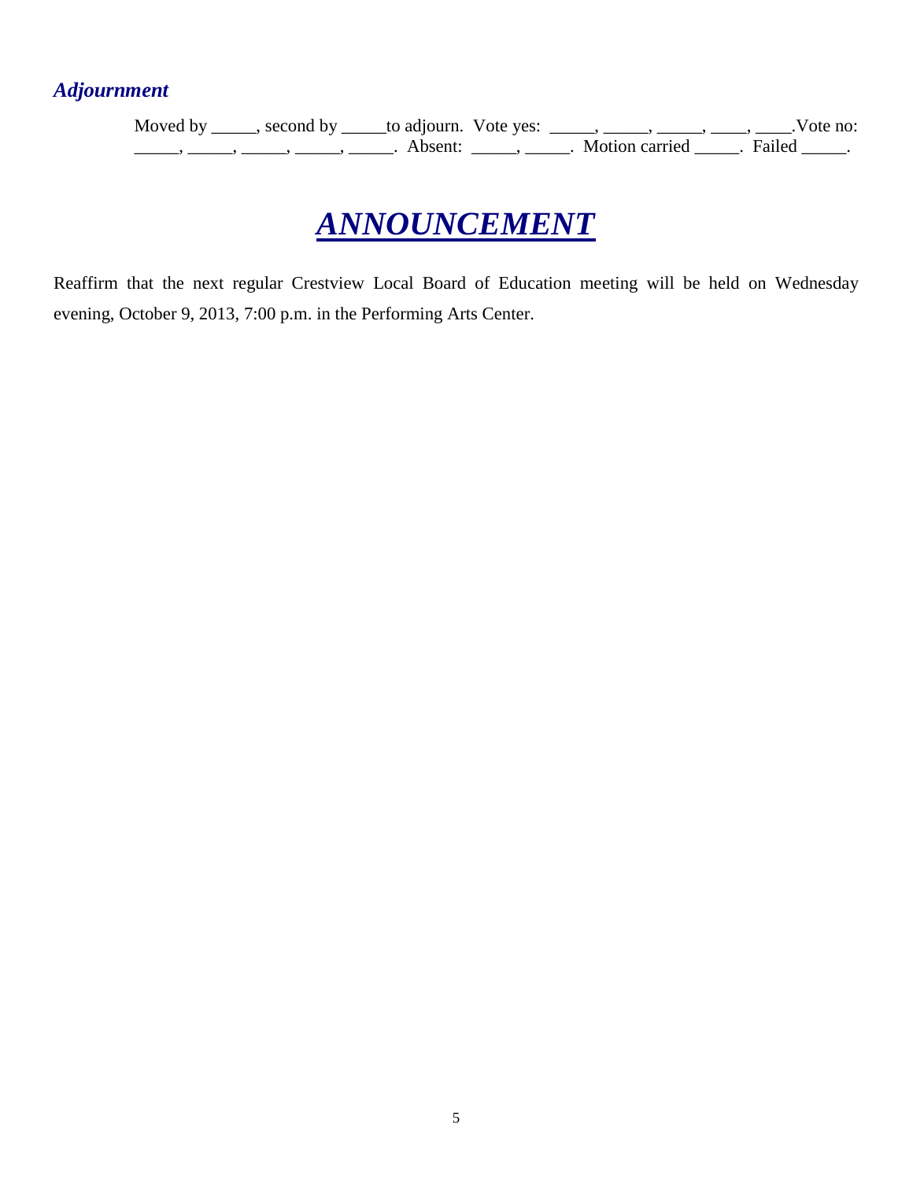### *Adjourment*

Moved by _____, second by _____to adjourn. Vote yes: _____, _____, _____, ____, ____.Vote no: _____, _____, _____, _____, _____. Absent: _____, _____. Motion carried _____. Failed _____.

# ***ANNOUNCEMENT***

Reaffirm that the next regular Crestview Local Board of Education meeting will be held on Wednesday evening, October 9, 2013, 7:00 p.m. in the Performing Arts Center.